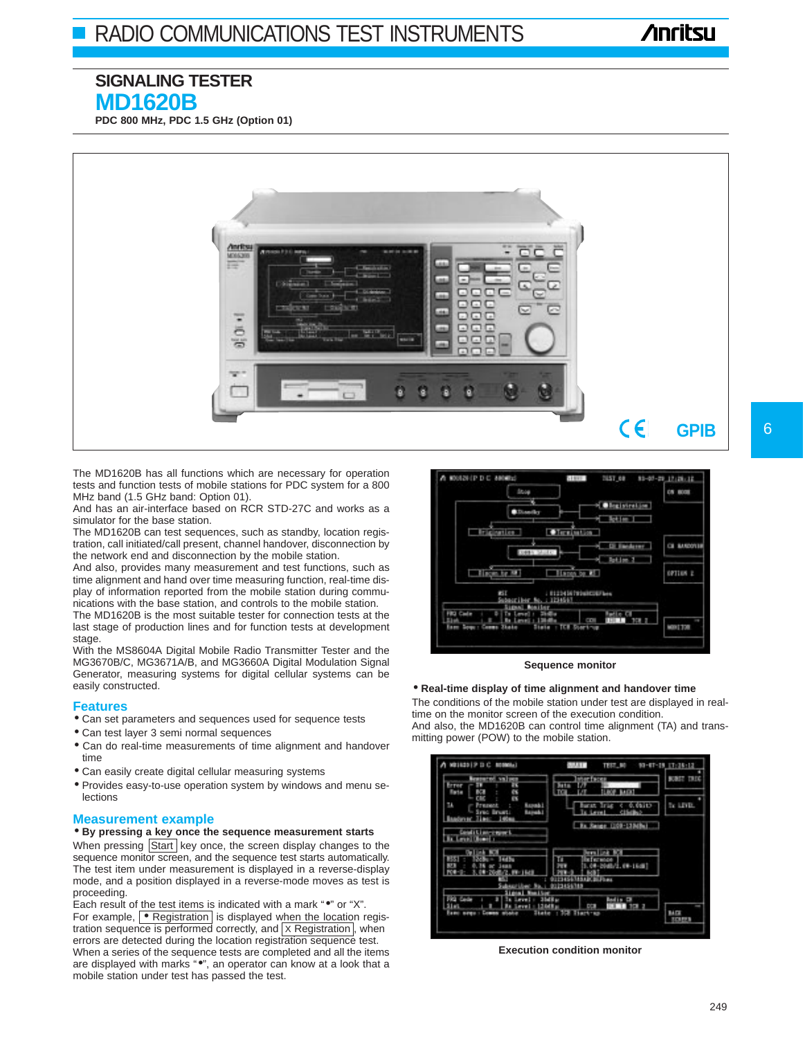## SIGNALING TESTER

# MD1620B

**PDC 800 MHz, PDC 1.5 GHz (Option 01)**

GPIB

The MD1620B has all functions which are necessary for operation tests and function tests of mobile stations for PDC system for a 800 MHz band (1.5 GHz band: Option 01).
And has an air-interface based on RCR STD-27C and works as a simulator for the base station.
The MD1620B can test sequences, such as standby, location registration, call initiated/call present, channel handover, disconnection by the network end and disconnection by the mobile station.
And also, provides many measurement and test functions, such as time alignment and hand over time measuring function, real-time display of information reported from the mobile station during communications with the base station, and controls to the mobile station.
The MD1620B is the most suitable tester for connection tests at the last stage of production lines and for function tests at development stage.
With the MS8604A Digital Mobile Radio Transmitter Tester and the MG3670B/C, MG3671A/B, and MG3660A Digital Modulation Signal Generator, measuring systems for digital cellular systems can be easily constructed.

## Features

- Can set parameters and sequences used for sequence tests
- Can test layer 3 semi normal sequences
- Can do real-time measurements of time alignment and handover time
- Can easily create digital cellular measuring systems
- Provides easy-to-use operation system by windows and menu selections

## Measurement example

**• By pressing a key once the sequence measurement starts**

When pressing [Start] key once, the screen display changes to the sequence monitor screen, and the sequence test starts automatically. The test item under measurement is displayed in a reverse-display mode, and a position displayed in a reverse-mode moves as test is proceeding.
Each result of the test items is indicated with a mark "•" or "X".
For example, [• Registration] is displayed when the location registration sequence is performed correctly, and [X Registration], when errors are detected during the location registration sequence test.
When a series of the sequence tests are completed and all the items are displayed with marks "•", an operator can know at a look that a mobile station under test has passed the test.

Sequence monitor

**• Real-time display of time alignment and handover time**

The conditions of the mobile station under test are displayed in real-time on the monitor screen of the execution condition.
And also, the MD1620B can control time alignment (TA) and transmitting power (POW) to the mobile station.

Execution condition monitor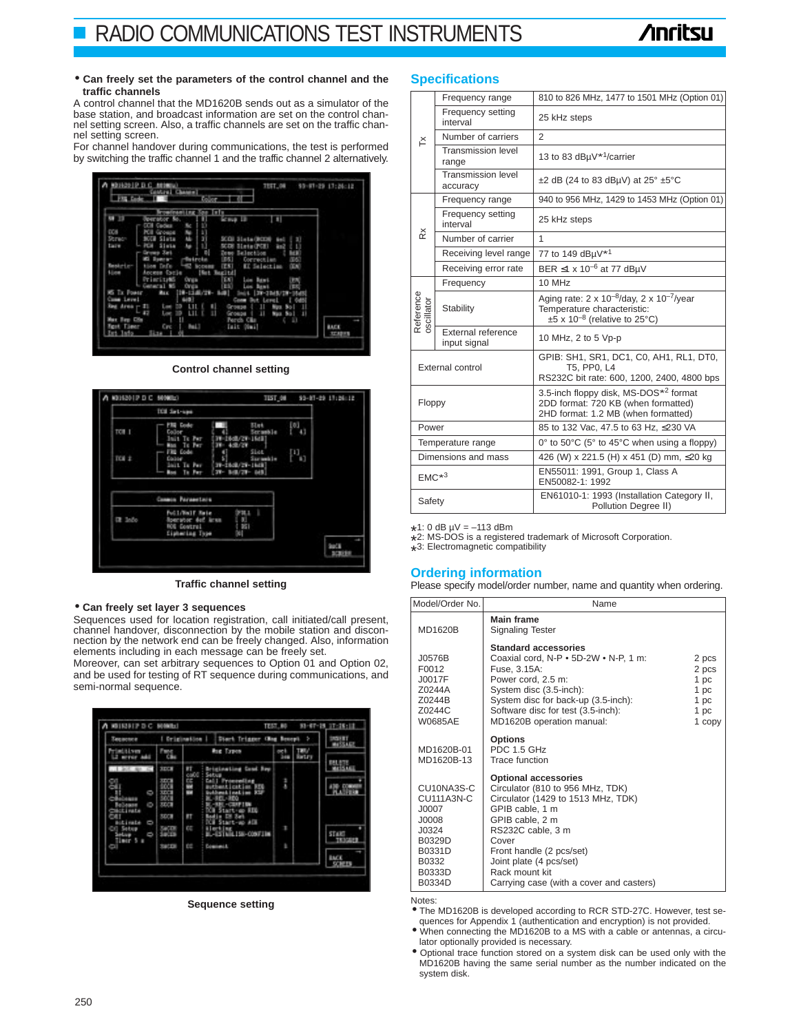- **Can freely set the parameters of the control channel and the traffic channels**

A control channel that the MD1620B sends out as a simulator of the base station, and broadcast information are set on the control channel setting screen. Also, a traffic channels are set on the traffic channel setting screen.
For channel handover during communications, the test is performed by switching the traffic channel 1 and the traffic channel 2 alternatively.

Control channel setting

Traffic channel setting

- **Can freely set layer 3 sequences**

Sequences used for location registration, call initiated/call present, channel handover, disconnection by the mobile station and disconnection by the network end can be freely changed. Also, information elements including in each message can be freely set.
Moreover, can set arbitrary sequences to Option 01 and Option 02, and be used for testing of RT sequence during communications, and semi-normal sequence.

Sequence setting

## Specifications

| | | |
|---|---|---|
| Tx | Frequency range | 810 to 826 MHz, 1477 to 1501 MHz (Option 01) |
| | Frequency setting interval | 25 kHz steps |
| | Number of carriers | 2 |
| | Transmission level range | 13 to 83 dBµV*1/carrier |
| | Transmission level accuracy | ±2 dB (24 to 83 dBµV) at 25° ±5°C |
| Rx | Frequency range | 940 to 956 MHz, 1429 to 1453 MHz (Option 01) |
| | Frequency setting interval | 25 kHz steps |
| | Number of carrier | 1 |
| | Receiving level range | 77 to 149 dBµV*1 |
| | Receiving error rate | BER ≤1 x $10^{-6}$ at 77 dBµV |
| Reference oscillator | Frequency | 10 MHz |
| | Stability | Aging rate: 2 x $10^{-8}$/day, 2 x $10^{-7}$/year<br>Temperature characteristic:<br>±5 x $10^{-8}$ (relative to 25°C) |
| | External reference input signal | 10 MHz, 2 to 5 Vp-p |
| External control | | GPIB: SH1, SR1, DC1, C0, AH1, RL1, DT0, T5, PP0, L4<br>RS232C bit rate: 600, 1200, 2400, 4800 bps |
| Floppy | | 3.5-inch floppy disk, MS-DOS*2 format<br>2DD format: 720 KB (when formatted)<br>2HD format: 1.2 MB (when formatted) |
| Power | | 85 to 132 Vac, 47.5 to 63 Hz, ≤230 VA |
| Temperature range | | 0° to 50°C (5° to 45°C when using a floppy) |
| Dimensions and mass | | 426 (W) x 221.5 (H) x 451 (D) mm, ≤20 kg |
| EMC*3 | | EN55011: 1991, Group 1, Class A<br>EN50082-1: 1992 |
| Safety | | EN61010-1: 1993 (Installation Category II, Pollution Degree II) |

*1: 0 dB µV = –113 dBm
*2: MS-DOS is a registered trademark of Microsoft Corporation.
*3: Electromagnetic compatibility

## Ordering information

Please specify model/order number, name and quantity when ordering.

| Model/Order No. | Name | |
|---|---|---|
| | **Main frame** | |
| MD1620B | Signaling Tester | |
| | **Standard accessories** | |
| J0576B | Coaxial cord, N-P • 5D-2W • N-P, 1 m: | 2 pcs |
| F0012 | Fuse, 3.15A: | 2 pcs |
| J0017F | Power cord, 2.5 m: | 1 pc |
| Z0244A | System disc (3.5-inch): | 1 pc |
| Z0244B | System disc for back-up (3.5-inch): | 1 pc |
| Z0244C | Software disc for test (3.5-inch): | 1 pc |
| W0685AE | MD1620B operation manual: | 1 copy |
| | **Options** | |
| MD1620B-01 | PDC 1.5 GHz | |
| MD1620B-13 | Trace function | |
| | **Optional accessories** | |
| CU10NA3S-C | Circulator (810 to 956 MHz, TDK) | |
| CU111A3N-C | Circulator (1429 to 1513 MHz, TDK) | |
| J0007 | GPIB cable, 1 m | |
| J0008 | GPIB cable, 2 m | |
| J0324 | RS232C cable, 3 m | |
| B0329D | Cover | |
| B0331D | Front handle (2 pcs/set) | |
| B0332 | Joint plate (4 pcs/set) | |
| B0333D | Rack mount kit | |
| B0334D | Carrying case (with a cover and casters) | |

Notes:
- The MD1620B is developed according to RCR STD-27C. However, test sequences for Appendix 1 (authentication and encryption) is not provided.
- When connecting the MD1620B to a MS with a cable or antennas, a circulator optionally provided is necessary.
- Optional trace function stored on a system disk can be used only with the MD1620B having the same serial number as the number indicated on the system disk.